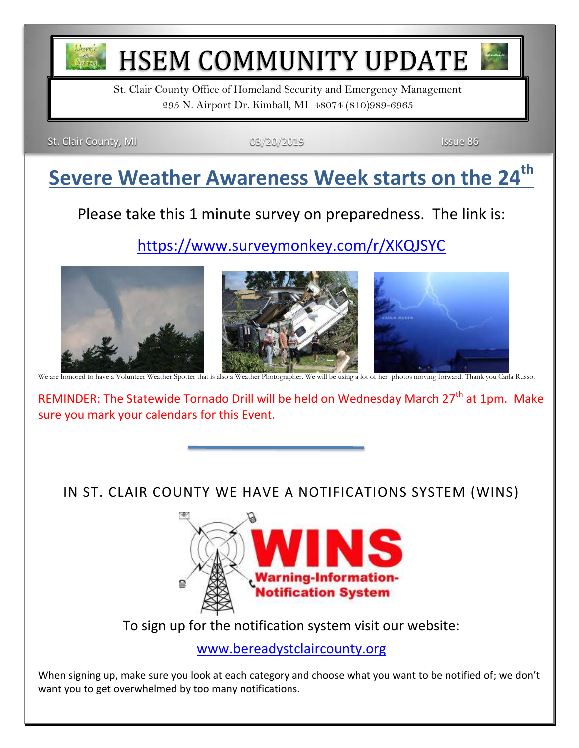# HSEM COMMUNITY UPDATE

St. Clair County Office of Homeland Security and Emergency Management
295 N. Airport Dr. Kimball, MI 48074 (810)989-6965

St. Clair County, MI | 03/20/2019 | Issue 86

## Severe Weather Awareness Week starts on the 24th

Please take this 1 minute survey on preparedness. The link is:

https://www.surveymonkey.com/r/XKQJSYC

We are honored to have a Volunteer Weather Spotter that is also a Weather Photographer. We will be using a lot of her photos moving forward. Thank you Carla Russo.

REMINDER: The Statewide Tornado Drill will be held on Wednesday March 27th at 1pm. Make sure you mark your calendars for this Event.

---

IN ST. CLAIR COUNTY WE HAVE A NOTIFICATIONS SYSTEM (WINS)

**WINS**
**Warning-Information-Notification System**

To sign up for the notification system visit our website:

www.bereadystclaircounty.org

When signing up, make sure you look at each category and choose what you want to be notified of; we don't want you to get overwhelmed by too many notifications.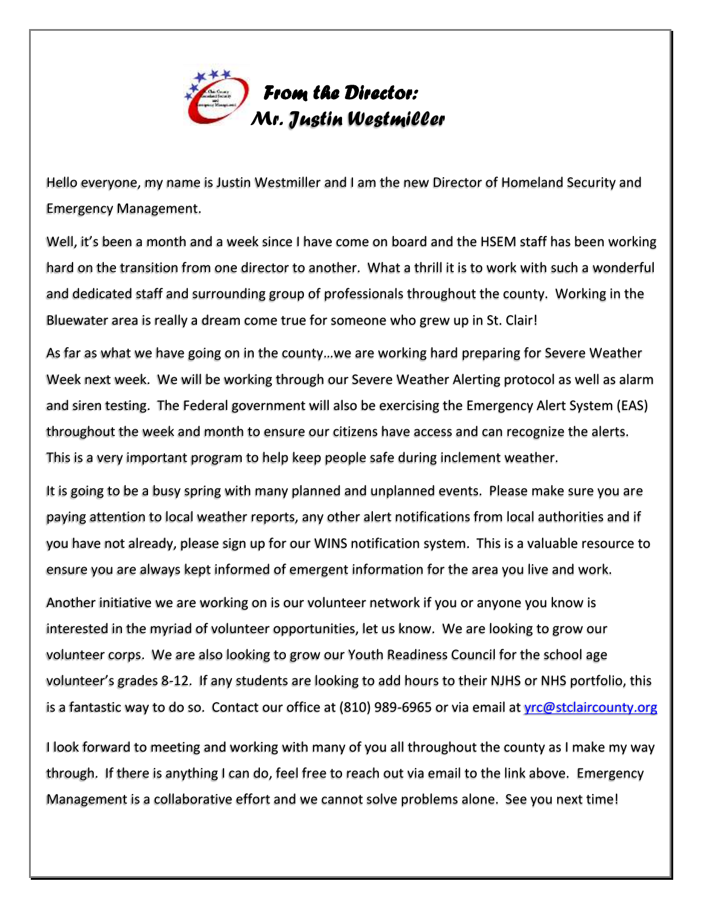## *From the Director:*
## *Mr. Justin Westmiller*

Hello everyone, my name is Justin Westmiller and I am the new Director of Homeland Security and Emergency Management.

Well, it's been a month and a week since I have come on board and the HSEM staff has been working hard on the transition from one director to another. What a thrill it is to work with such a wonderful and dedicated staff and surrounding group of professionals throughout the county. Working in the Bluewater area is really a dream come true for someone who grew up in St. Clair!

As far as what we have going on in the county…we are working hard preparing for Severe Weather Week next week. We will be working through our Severe Weather Alerting protocol as well as alarm and siren testing. The Federal government will also be exercising the Emergency Alert System (EAS) throughout the week and month to ensure our citizens have access and can recognize the alerts. This is a very important program to help keep people safe during inclement weather.

It is going to be a busy spring with many planned and unplanned events. Please make sure you are paying attention to local weather reports, any other alert notifications from local authorities and if you have not already, please sign up for our WINS notification system. This is a valuable resource to ensure you are always kept informed of emergent information for the area you live and work.

Another initiative we are working on is our volunteer network if you or anyone you know is interested in the myriad of volunteer opportunities, let us know. We are looking to grow our volunteer corps. We are also looking to grow our Youth Readiness Council for the school age volunteer's grades 8-12. If any students are looking to add hours to their NJHS or NHS portfolio, this is a fantastic way to do so. Contact our office at (810) 989-6965 or via email at yrc@stclaircounty.org

I look forward to meeting and working with many of you all throughout the county as I make my way through. If there is anything I can do, feel free to reach out via email to the link above. Emergency Management is a collaborative effort and we cannot solve problems alone. See you next time!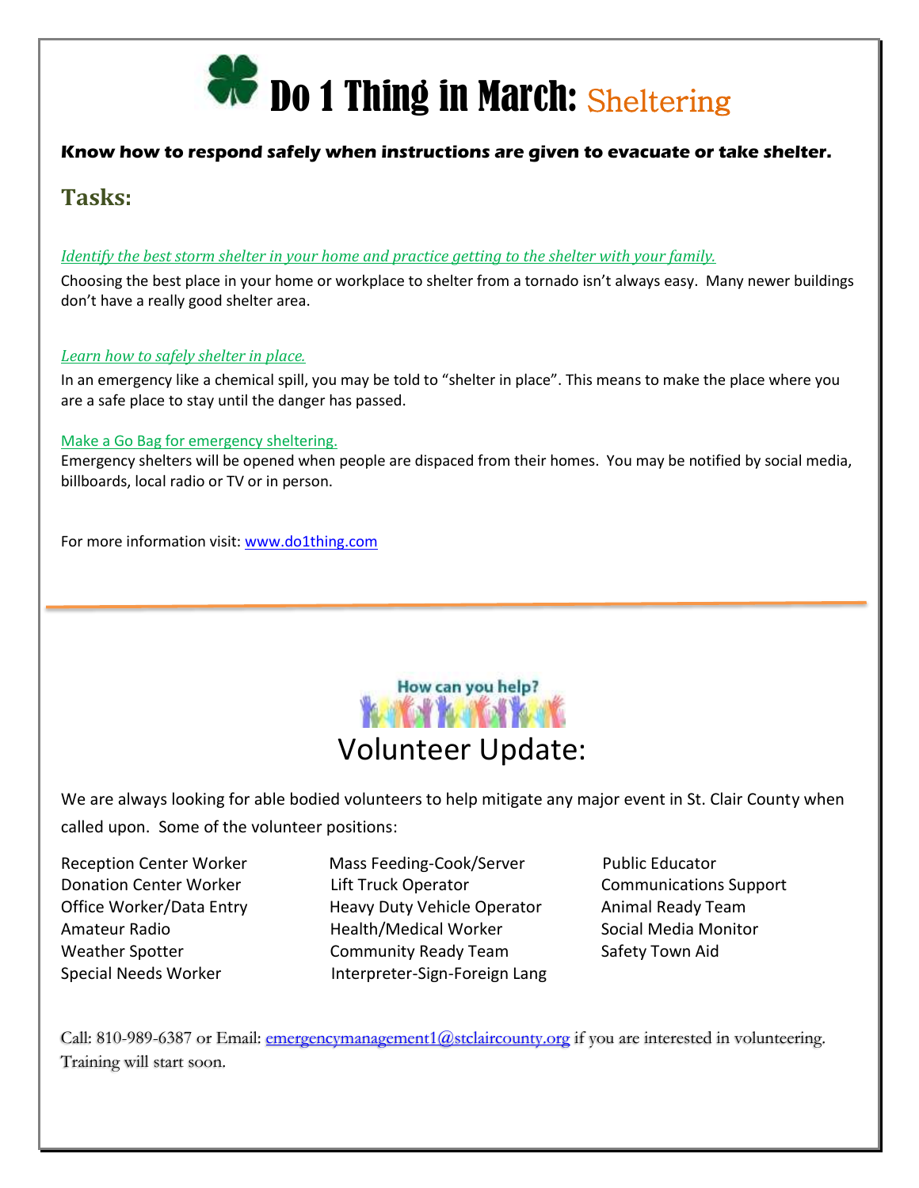# Do 1 Thing in March: Sheltering

**Know how to respond safely when instructions are given to evacuate or take shelter.**

## Tasks:

*Identify the best storm shelter in your home and practice getting to the shelter with your family.*

Choosing the best place in your home or workplace to shelter from a tornado isn't always easy. Many newer buildings don't have a really good shelter area.

*Learn how to safely shelter in place.*

In an emergency like a chemical spill, you may be told to "shelter in place". This means to make the place where you are a safe place to stay until the danger has passed.

Make a Go Bag for emergency sheltering.

Emergency shelters will be opened when people are dispaced from their homes. You may be notified by social media, billboards, local radio or TV or in person.

For more information visit: www.do1thing.com

---

How can you help?

# Volunteer Update:

We are always looking for able bodied volunteers to help mitigate any major event in St. Clair County when called upon. Some of the volunteer positions:

- Reception Center Worker
- Donation Center Worker
- Office Worker/Data Entry
- Amateur Radio
- Weather Spotter
- Special Needs Worker
- Mass Feeding-Cook/Server
- Lift Truck Operator
- Heavy Duty Vehicle Operator
- Health/Medical Worker
- Community Ready Team
- Interpreter-Sign-Foreign Lang
- Public Educator
- Communications Support
- Animal Ready Team
- Social Media Monitor
- Safety Town Aid

Call: 810-989-6387 or Email: emergencymanagement1@stclaircounty.org if you are interested in volunteering. Training will start soon.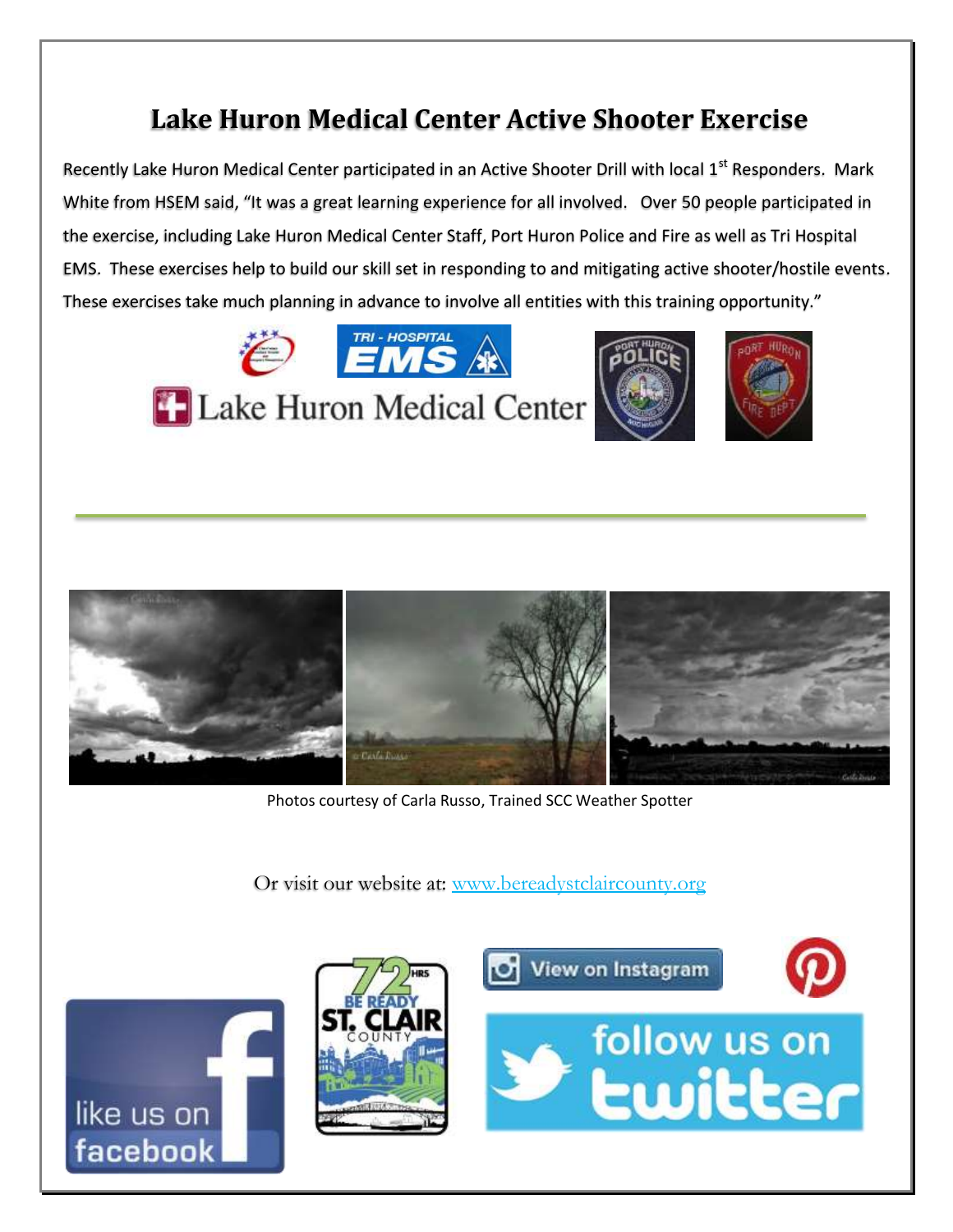# Lake Huron Medical Center Active Shooter Exercise

Recently Lake Huron Medical Center participated in an Active Shooter Drill with local 1st Responders. Mark White from HSEM said, "It was a great learning experience for all involved. Over 50 people participated in the exercise, including Lake Huron Medical Center Staff, Port Huron Police and Fire as well as Tri Hospital EMS. These exercises help to build our skill set in responding to and mitigating active shooter/hostile events. These exercises take much planning in advance to involve all entities with this training opportunity."

Photos courtesy of Carla Russo, Trained SCC Weather Spotter

Or visit our website at: www.bereadystclaircounty.org